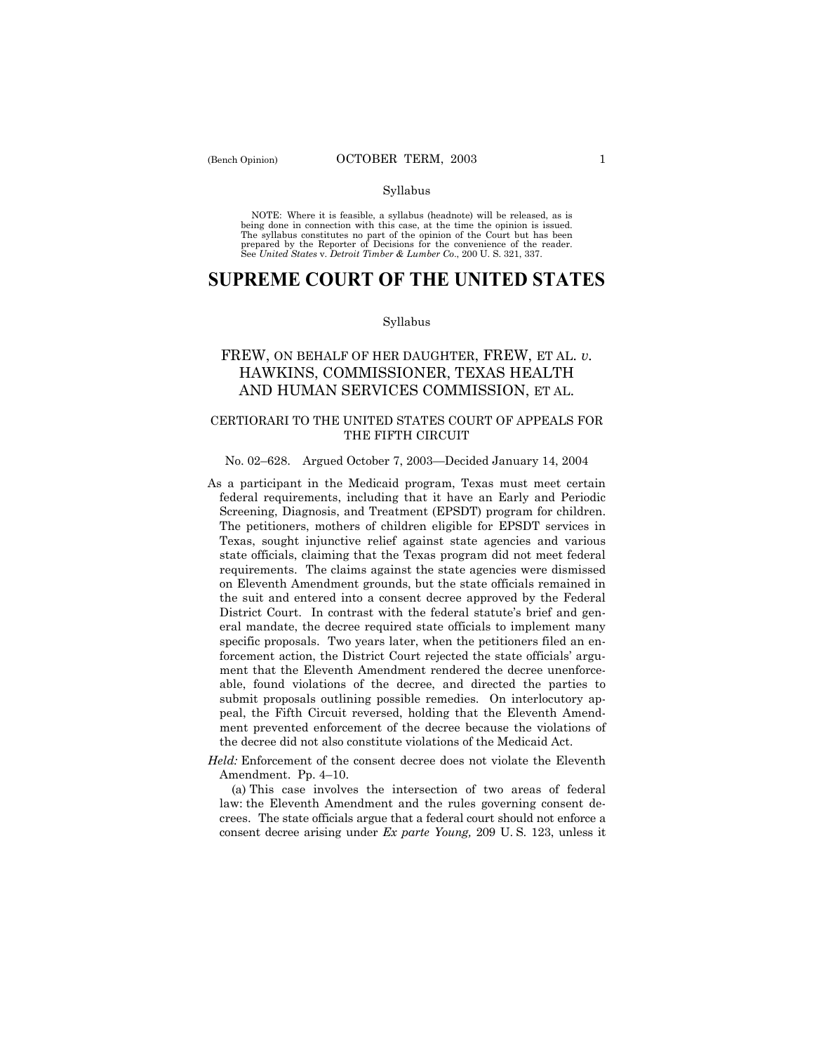Syllabus

NOTE: Where it is feasible, a syllabus (headnote) will be released, as is being done in connection with this case, at the time the opinion is issued. The syllabus constitutes no part of the opinion of the Court but has been prepared by the Reporter of Decisions for the convenience of the reader. See *United States* v. *Detroit Timber & Lumber Co.*, 200 U. S. 321, 337.

# SUPREME COURT OF THE UNITED STATES

Syllabus

## FREW, ON BEHALF OF HER DAUGHTER, FREW, ET AL. *v.* HAWKINS, COMMISSIONER, TEXAS HEALTH AND HUMAN SERVICES COMMISSION, ET AL.

CERTIORARI TO THE UNITED STATES COURT OF APPEALS FOR THE FIFTH CIRCUIT

No. 02–628. Argued October 7, 2003—Decided January 14, 2004

As a participant in the Medicaid program, Texas must meet certain federal requirements, including that it have an Early and Periodic Screening, Diagnosis, and Treatment (EPSDT) program for children. The petitioners, mothers of children eligible for EPSDT services in Texas, sought injunctive relief against state agencies and various state officials, claiming that the Texas program did not meet federal requirements. The claims against the state agencies were dismissed on Eleventh Amendment grounds, but the state officials remained in the suit and entered into a consent decree approved by the Federal District Court. In contrast with the federal statute's brief and general mandate, the decree required state officials to implement many specific proposals. Two years later, when the petitioners filed an enforcement action, the District Court rejected the state officials' argument that the Eleventh Amendment rendered the decree unenforceable, found violations of the decree, and directed the parties to submit proposals outlining possible remedies. On interlocutory appeal, the Fifth Circuit reversed, holding that the Eleventh Amendment prevented enforcement of the decree because the violations of the decree did not also constitute violations of the Medicaid Act.

*Held:* Enforcement of the consent decree does not violate the Eleventh Amendment. Pp. 4–10.

(a) This case involves the intersection of two areas of federal law: the Eleventh Amendment and the rules governing consent decrees. The state officials argue that a federal court should not enforce a consent decree arising under *Ex parte Young,* 209 U. S. 123, unless it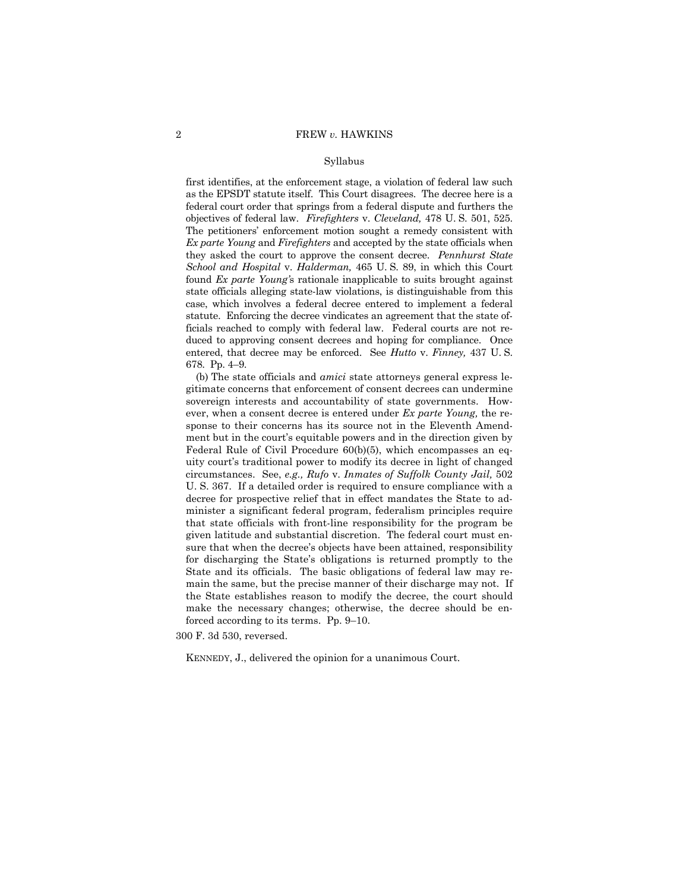first identifies, at the enforcement stage, a violation of federal law such as the EPSDT statute itself. This Court disagrees. The decree here is a federal court order that springs from a federal dispute and furthers the objectives of federal law. *Firefighters* v. *Cleveland,* 478 U. S. 501, 525. The petitioners' enforcement motion sought a remedy consistent with *Ex parte Young* and *Firefighters* and accepted by the state officials when they asked the court to approve the consent decree. *Pennhurst State School and Hospital* v. *Halderman,* 465 U. S. 89, in which this Court found *Ex parte Young's* rationale inapplicable to suits brought against state officials alleging state-law violations, is distinguishable from this case, which involves a federal decree entered to implement a federal statute. Enforcing the decree vindicates an agreement that the state officials reached to comply with federal law. Federal courts are not reduced to approving consent decrees and hoping for compliance. Once entered, that decree may be enforced. See *Hutto* v. *Finney,* 437 U. S. 678. Pp. 4–9.

(b) The state officials and *amici* state attorneys general express legitimate concerns that enforcement of consent decrees can undermine sovereign interests and accountability of state governments. However, when a consent decree is entered under *Ex parte Young,* the response to their concerns has its source not in the Eleventh Amendment but in the court's equitable powers and in the direction given by Federal Rule of Civil Procedure 60(b)(5), which encompasses an equity court's traditional power to modify its decree in light of changed circumstances. See, *e.g., Rufo* v. *Inmates of Suffolk County Jail,* 502 U. S. 367. If a detailed order is required to ensure compliance with a decree for prospective relief that in effect mandates the State to administer a significant federal program, federalism principles require that state officials with front-line responsibility for the program be given latitude and substantial discretion. The federal court must ensure that when the decree's objects have been attained, responsibility for discharging the State's obligations is returned promptly to the State and its officials. The basic obligations of federal law may remain the same, but the precise manner of their discharge may not. If the State establishes reason to modify the decree, the court should make the necessary changes; otherwise, the decree should be enforced according to its terms. Pp. 9–10.

300 F. 3d 530, reversed.

KENNEDY, J., delivered the opinion for a unanimous Court.